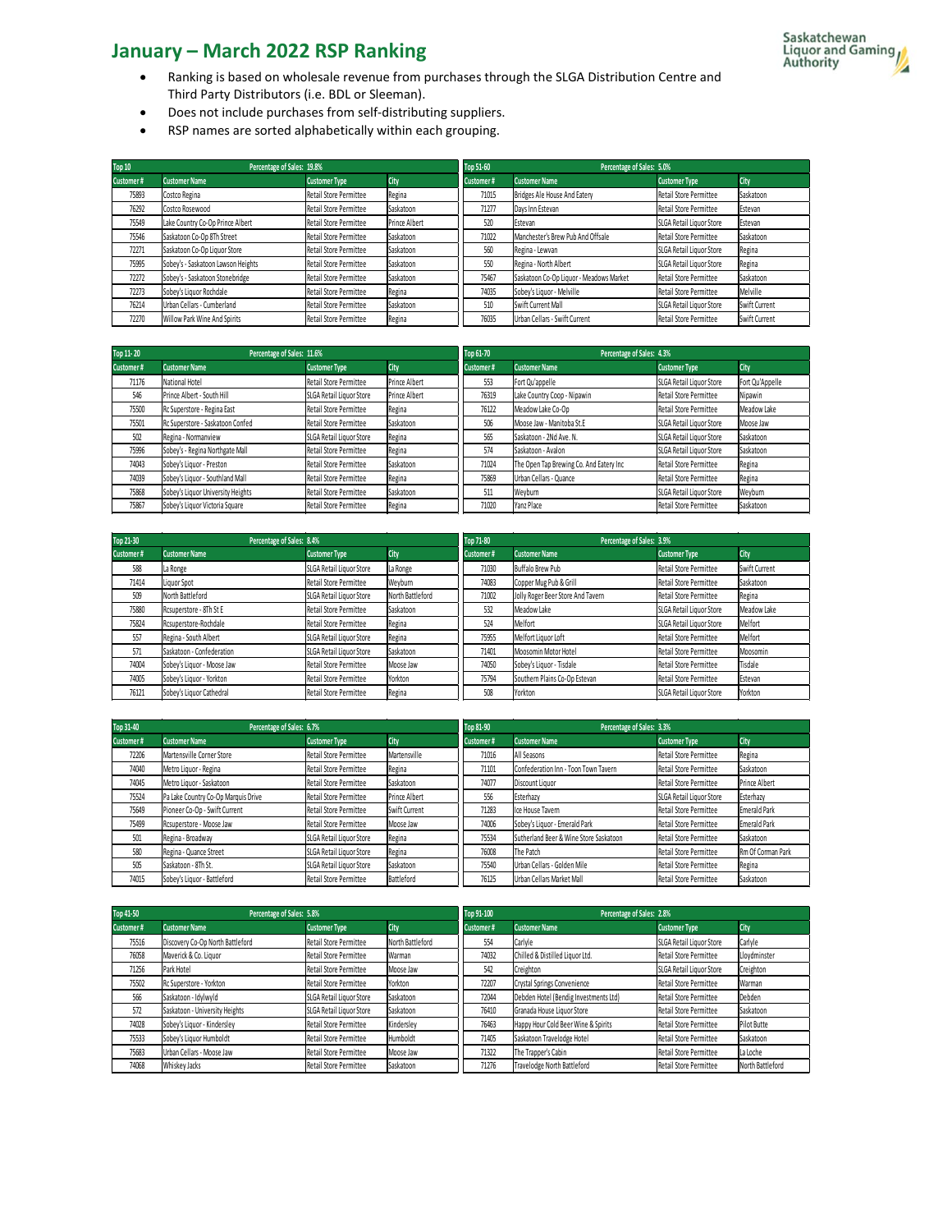# January – March 2022 RSP Ranking

- Ranking is based on wholesale revenue from purchases through the SLGA Distribution Centre and Third Party Distributors (i.e. BDL or Sleeman).
- Does not include purchases from self-distributing suppliers.
- RSP names are sorted alphabetically within each grouping.

| Top 10 | Percentage of Sales: 19.8% | | |
|---|---|---|---|
| Customer # | Customer Name | Customer Type | City |
| 75893 | Costco Regina | Retail Store Permittee | Regina |
| 76292 | Costco Rosewood | Retail Store Permittee | Saskatoon |
| 75549 | Lake Country Co-Op Prince Albert | Retail Store Permittee | Prince Albert |
| 75546 | Saskatoon Co-Op 8Th Street | Retail Store Permittee | Saskatoon |
| 72271 | Saskatoon Co-Op Liquor Store | Retail Store Permittee | Saskatoon |
| 75995 | Sobey's - Saskatoon Lawson Heights | Retail Store Permittee | Saskatoon |
| 72272 | Sobey's - Saskatoon Stonebridge | Retail Store Permittee | Saskatoon |
| 72273 | Sobey's Liquor Rochdale | Retail Store Permittee | Regina |
| 76214 | Urban Cellars - Cumberland | Retail Store Permittee | Saskatoon |
| 72270 | Willow Park Wine And Spirits | Retail Store Permittee | Regina |

| Top 11-20 | Percentage of Sales: 11.6% | | |
|---|---|---|---|
| Customer # | Customer Name | Customer Type | City |
| 71176 | National Hotel | Retail Store Permittee | Prince Albert |
| 546 | Prince Albert - South Hill | SLGA Retail Liquor Store | Prince Albert |
| 75500 | Rc Superstore - Regina East | Retail Store Permittee | Regina |
| 75501 | Rc Superstore - Saskatoon Confed | Retail Store Permittee | Saskatoon |
| 502 | Regina - Normanview | SLGA Retail Liquor Store | Regina |
| 75996 | Sobey's - Regina Northgate Mall | Retail Store Permittee | Regina |
| 74043 | Sobey's Liquor - Preston | Retail Store Permittee | Saskatoon |
| 74039 | Sobey's Liquor - Southland Mall | Retail Store Permittee | Regina |
| 75868 | Sobey's Liquor University Heights | Retail Store Permittee | Saskatoon |
| 75867 | Sobey's Liquor Victoria Square | Retail Store Permittee | Regina |

| Top 21-30 | Percentage of Sales: 8.4% | | |
|---|---|---|---|
| Customer # | Customer Name | Customer Type | City |
| 588 | La Ronge | SLGA Retail Liquor Store | La Ronge |
| 71414 | Liquor Spot | Retail Store Permittee | Weyburn |
| 509 | North Battleford | SLGA Retail Liquor Store | North Battleford |
| 75880 | Rcsuperstore - 8Th St E | Retail Store Permittee | Saskatoon |
| 75824 | Rcsuperstore-Rochdale | Retail Store Permittee | Regina |
| 557 | Regina - South Albert | SLGA Retail Liquor Store | Regina |
| 571 | Saskatoon - Confederation | SLGA Retail Liquor Store | Saskatoon |
| 74004 | Sobey's Liquor - Moose Jaw | Retail Store Permittee | Moose Jaw |
| 74005 | Sobey's Liquor - Yorkton | Retail Store Permittee | Yorkton |
| 76121 | Sobey's Liquor Cathedral | Retail Store Permittee | Regina |

| Top 31-40 | Percentage of Sales: 6.7% | | |
|---|---|---|---|
| Customer # | Customer Name | Customer Type | City |
| 72206 | Martensville Corner Store | Retail Store Permittee | Martensville |
| 74040 | Metro Liquor - Regina | Retail Store Permittee | Regina |
| 74045 | Metro Liquor - Saskatoon | Retail Store Permittee | Saskatoon |
| 75524 | Pa Lake Country Co-Op Marquis Drive | Retail Store Permittee | Prince Albert |
| 75649 | Pioneer Co-Op - Swift Current | Retail Store Permittee | Swift Current |
| 75499 | Rcsuperstore - Moose Jaw | Retail Store Permittee | Moose Jaw |
| 501 | Regina - Broadway | SLGA Retail Liquor Store | Regina |
| 580 | Regina - Quance Street | SLGA Retail Liquor Store | Regina |
| 505 | Saskatoon - 8Th St. | SLGA Retail Liquor Store | Saskatoon |
| 74015 | Sobey's Liquor - Battleford | Retail Store Permittee | Battleford |

| Top 41-50 | Percentage of Sales: 5.8% | | |
|---|---|---|---|
| Customer # | Customer Name | Customer Type | City |
| 75516 | Discovery Co-Op North Battleford | Retail Store Permittee | North Battleford |
| 76058 | Maverick & Co. Liquor | Retail Store Permittee | Warman |
| 71256 | Park Hotel | Retail Store Permittee | Moose Jaw |
| 75502 | Rc Superstore - Yorkton | Retail Store Permittee | Yorkton |
| 566 | Saskatoon - Idylwyld | SLGA Retail Liquor Store | Saskatoon |
| 572 | Saskatoon - University Heights | SLGA Retail Liquor Store | Saskatoon |
| 74028 | Sobey's Liquor - Kindersley | Retail Store Permittee | Kindersley |
| 75533 | Sobey's Liquor Humboldt | Retail Store Permittee | Humboldt |
| 75683 | Urban Cellars - Moose Jaw | Retail Store Permittee | Moose Jaw |
| 74068 | Whiskey Jacks | Retail Store Permittee | Saskatoon |

| Top 51-60 | Percentage of Sales: 5.0% | | |
|---|---|---|---|
| Customer # | Customer Name | Customer Type | City |
| 71015 | Bridges Ale House And Eatery | Retail Store Permittee | Saskatoon |
| 71277 | Days Inn Estevan | Retail Store Permittee | Estevan |
| 520 | Estevan | SLGA Retail Liquor Store | Estevan |
| 71022 | Manchester's Brew Pub And Offsale | Retail Store Permittee | Saskatoon |
| 560 | Regina - Lewvan | SLGA Retail Liquor Store | Regina |
| 550 | Regina - North Albert | SLGA Retail Liquor Store | Regina |
| 75467 | Saskatoon Co-Op Liquor - Meadows Market | Retail Store Permittee | Saskatoon |
| 74035 | Sobey's Liquor - Melville | Retail Store Permittee | Melville |
| 510 | Swift Current Mall | SLGA Retail Liquor Store | Swift Current |
| 76035 | Urban Cellars - Swift Current | Retail Store Permittee | Swift Current |

| Top 61-70 | Percentage of Sales: 4.3% | | |
|---|---|---|---|
| Customer # | Customer Name | Customer Type | City |
| 553 | Fort Qu'appelle | SLGA Retail Liquor Store | Fort Qu'Appelle |
| 76319 | Lake Country Coop - Nipawin | Retail Store Permittee | Nipawin |
| 76122 | Meadow Lake Co-Op | Retail Store Permittee | Meadow Lake |
| 506 | Moose Jaw - Manitoba St.E | SLGA Retail Liquor Store | Moose Jaw |
| 565 | Saskatoon - 2Nd Ave. N. | SLGA Retail Liquor Store | Saskatoon |
| 574 | Saskatoon - Avalon | SLGA Retail Liquor Store | Saskatoon |
| 71024 | The Open Tap Brewing Co. And Eatery Inc | Retail Store Permittee | Regina |
| 75869 | Urban Cellars - Quance | Retail Store Permittee | Regina |
| 511 | Weyburn | SLGA Retail Liquor Store | Weyburn |
| 71020 | Yanz Place | Retail Store Permittee | Saskatoon |

| Top 71-80 | Percentage of Sales: 3.9% | | |
|---|---|---|---|
| Customer # | Customer Name | Customer Type | City |
| 71030 | Buffalo Brew Pub | Retail Store Permittee | Swift Current |
| 74083 | Copper Mug Pub & Grill | Retail Store Permittee | Saskatoon |
| 71002 | Jolly Roger Beer Store And Tavern | Retail Store Permittee | Regina |
| 532 | Meadow Lake | SLGA Retail Liquor Store | Meadow Lake |
| 524 | Melfort | SLGA Retail Liquor Store | Melfort |
| 75955 | Melfort Liquor Loft | Retail Store Permittee | Melfort |
| 71401 | Moosomin Motor Hotel | Retail Store Permittee | Moosomin |
| 74050 | Sobey's Liquor - Tisdale | Retail Store Permittee | Tisdale |
| 75794 | Southern Plains Co-Op Estevan | Retail Store Permittee | Estevan |
| 508 | Yorkton | SLGA Retail Liquor Store | Yorkton |

| Top 81-90 | Percentage of Sales: 3.3% | | |
|---|---|---|---|
| Customer # | Customer Name | Customer Type | City |
| 71016 | All Seasons | Retail Store Permittee | Regina |
| 71101 | Confederation Inn - Toon Town Tavern | Retail Store Permittee | Saskatoon |
| 74077 | Discount Liquor | Retail Store Permittee | Prince Albert |
| 556 | Esterhazy | SLGA Retail Liquor Store | Esterhazy |
| 71283 | Ice House Tavern | Retail Store Permittee | Emerald Park |
| 74006 | Sobey's Liquor - Emerald Park | Retail Store Permittee | Emerald Park |
| 75534 | Sutherland Beer & Wine Store Saskatoon | Retail Store Permittee | Saskatoon |
| 76008 | The Patch | Retail Store Permittee | Rm Of Corman Park |
| 75540 | Urban Cellars - Golden Mile | Retail Store Permittee | Regina |
| 76125 | Urban Cellars Market Mall | Retail Store Permittee | Saskatoon |

| Top 91-100 | Percentage of Sales: 2.8% | | |
|---|---|---|---|
| Customer # | Customer Name | Customer Type | City |
| 554 | Carlyle | SLGA Retail Liquor Store | Carlyle |
| 74032 | Chilled & Distilled Liquor Ltd. | Retail Store Permittee | Lloydminster |
| 542 | Creighton | SLGA Retail Liquor Store | Creighton |
| 72207 | Crystal Springs Convenience | Retail Store Permittee | Warman |
| 72044 | Debden Hotel (Bendig Investments Ltd) | Retail Store Permittee | Debden |
| 76410 | Granada House Liquor Store | Retail Store Permittee | Saskatoon |
| 76463 | Happy Hour Cold Beer Wine & Spirits | Retail Store Permittee | Pilot Butte |
| 71405 | Saskatoon Travelodge Hotel | Retail Store Permittee | Saskatoon |
| 71322 | The Trapper's Cabin | Retail Store Permittee | La Loche |
| 71276 | Travelodge North Battleford | Retail Store Permittee | North Battleford |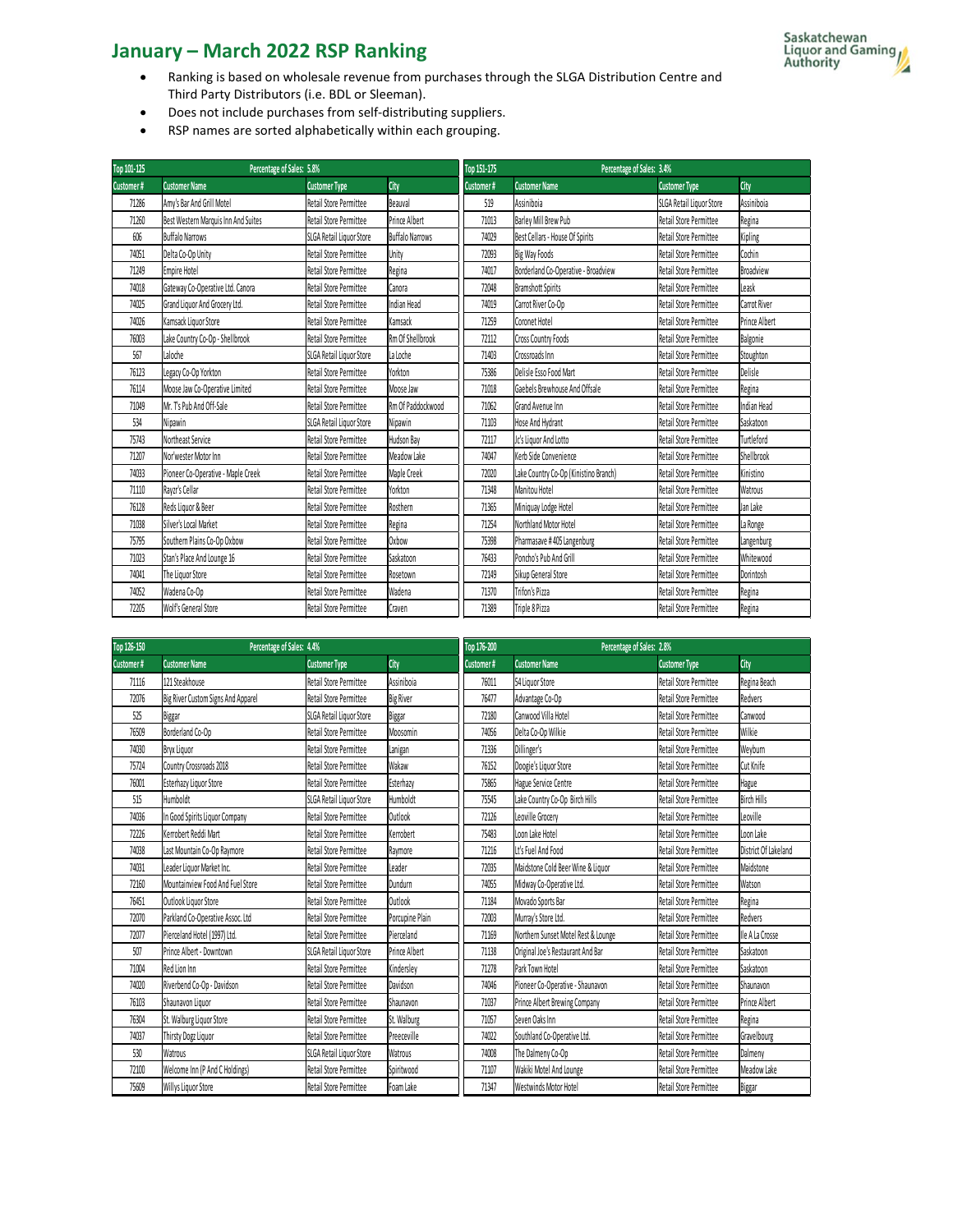# January – March 2022 RSP Ranking

- Ranking is based on wholesale revenue from purchases through the SLGA Distribution Centre and Third Party Distributors (i.e. BDL or Sleeman).
- Does not include purchases from self-distributing suppliers.
- RSP names are sorted alphabetically within each grouping.

| Top 101-125 | Percentage of Sales: 5.8% | | |
|---|---|---|---|
| Customer # | Customer Name | Customer Type | City |
| 71286 | Amy's Bar And Grill Motel | Retail Store Permittee | Beauval |
| 71260 | Best Western Marquis Inn And Suites | Retail Store Permittee | Prince Albert |
| 606 | Buffalo Narrows | SLGA Retail Liquor Store | Buffalo Narrows |
| 74051 | Delta Co-Op Unity | Retail Store Permittee | Unity |
| 71249 | Empire Hotel | Retail Store Permittee | Regina |
| 74018 | Gateway Co-Operative Ltd. Canora | Retail Store Permittee | Canora |
| 74025 | Grand Liquor And Grocery Ltd. | Retail Store Permittee | Indian Head |
| 74026 | Kamsack Liquor Store | Retail Store Permittee | Kamsack |
| 76003 | Lake Country Co-Op - Shellbrook | Retail Store Permittee | Rm Of Shellbrook |
| 567 | Laloche | SLGA Retail Liquor Store | La Loche |
| 76123 | Legacy Co-Op Yorkton | Retail Store Permittee | Yorkton |
| 76114 | Moose Jaw Co-Operative Limited | Retail Store Permittee | Moose Jaw |
| 71049 | Mr. T's Pub And Off-Sale | Retail Store Permittee | Rm Of Paddockwood |
| 534 | Nipawin | SLGA Retail Liquor Store | Nipawin |
| 75743 | Northeast Service | Retail Store Permittee | Hudson Bay |
| 71207 | Nor'wester Motor Inn | Retail Store Permittee | Meadow Lake |
| 74033 | Pioneer Co-Operative - Maple Creek | Retail Store Permittee | Maple Creek |
| 71110 | Rayzr's Cellar | Retail Store Permittee | Yorkton |
| 76128 | Reds Liquor & Beer | Retail Store Permittee | Rosthern |
| 71038 | Silver's Local Market | Retail Store Permittee | Regina |
| 75795 | Southern Plains Co-Op Oxbow | Retail Store Permittee | Oxbow |
| 71023 | Stan's Place And Lounge 16 | Retail Store Permittee | Saskatoon |
| 74041 | The Liquor Store | Retail Store Permittee | Rosetown |
| 74052 | Wadena Co-Op | Retail Store Permittee | Wadena |
| 72205 | Wolf's General Store | Retail Store Permittee | Craven |

| Top 126-150 | Percentage of Sales: 4.4% | | |
|---|---|---|---|
| Customer # | Customer Name | Customer Type | City |
| 71116 | 121 Steakhouse | Retail Store Permittee | Assiniboia |
| 72076 | Big River Custom Signs And Apparel | Retail Store Permittee | Big River |
| 525 | Biggar | SLGA Retail Liquor Store | Biggar |
| 76509 | Borderland Co-Op | Retail Store Permittee | Moosomin |
| 74030 | Bryx Liquor | Retail Store Permittee | Lanigan |
| 75724 | Country Crossroads 2018 | Retail Store Permittee | Wakaw |
| 76001 | Esterhazy Liquor Store | Retail Store Permittee | Esterhazy |
| 515 | Humboldt | SLGA Retail Liquor Store | Humboldt |
| 74036 | In Good Spirits Liquor Company | Retail Store Permittee | Outlook |
| 72226 | Kerrobert Reddi Mart | Retail Store Permittee | Kerrobert |
| 74038 | Last Mountain Co-Op Raymore | Retail Store Permittee | Raymore |
| 74031 | Leader Liquor Market Inc. | Retail Store Permittee | Leader |
| 72160 | Mountainview Food And Fuel Store | Retail Store Permittee | Dundurn |
| 76451 | Outlook Liquor Store | Retail Store Permittee | Outlook |
| 72070 | Parkland Co-Operative Assoc. Ltd | Retail Store Permittee | Porcupine Plain |
| 72077 | Pierceland Hotel (1997) Ltd. | Retail Store Permittee | Pierceland |
| 507 | Prince Albert - Downtown | SLGA Retail Liquor Store | Prince Albert |
| 71004 | Red Lion Inn | Retail Store Permittee | Kindersley |
| 74020 | Riverbend Co-Op - Davidson | Retail Store Permittee | Davidson |
| 76103 | Shaunavon Liquor | Retail Store Permittee | Shaunavon |
| 76304 | St. Walburg Liquor Store | Retail Store Permittee | St. Walburg |
| 74037 | Thirsty Dogz Liquor | Retail Store Permittee | Preeceville |
| 530 | Watrous | SLGA Retail Liquor Store | Watrous |
| 72100 | Welcome Inn (P And C Holdings) | Retail Store Permittee | Spiritwood |
| 75609 | Willys Liquor Store | Retail Store Permittee | Foam Lake |

| Top 151-175 | Percentage of Sales: 3.4% | | |
|---|---|---|---|
| Customer # | Customer Name | Customer Type | City |
| 519 | Assiniboia | SLGA Retail Liquor Store | Assiniboia |
| 71013 | Barley Mill Brew Pub | Retail Store Permittee | Regina |
| 74029 | Best Cellars - House Of Spirits | Retail Store Permittee | Kipling |
| 72093 | Big Way Foods | Retail Store Permittee | Cochin |
| 74017 | Borderland Co-Operative - Broadview | Retail Store Permittee | Broadview |
| 72048 | Bramshott Spirits | Retail Store Permittee | Leask |
| 74019 | Carrot River Co-Op | Retail Store Permittee | Carrot River |
| 71259 | Coronet Hotel | Retail Store Permittee | Prince Albert |
| 72112 | Cross Country Foods | Retail Store Permittee | Balgonie |
| 71403 | Crossroads Inn | Retail Store Permittee | Stoughton |
| 75386 | Delisle Esso Food Mart | Retail Store Permittee | Delisle |
| 71018 | Gaebels Brewhouse And Offsale | Retail Store Permittee | Regina |
| 71062 | Grand Avenue Inn | Retail Store Permittee | Indian Head |
| 71103 | Hose And Hydrant | Retail Store Permittee | Saskatoon |
| 72117 | Jc's Liquor And Lotto | Retail Store Permittee | Turtleford |
| 74047 | Kerb Side Convenience | Retail Store Permittee | Shellbrook |
| 72020 | Lake Country Co-Op (Kinistino Branch) | Retail Store Permittee | Kinistino |
| 71348 | Manitou Hotel | Retail Store Permittee | Watrous |
| 71365 | Miniquay Lodge Hotel | Retail Store Permittee | Jan Lake |
| 71254 | Northland Motor Hotel | Retail Store Permittee | La Ronge |
| 75398 | Pharmasave #405 Langenburg | Retail Store Permittee | Langenburg |
| 76433 | Poncho's Pub And Grill | Retail Store Permittee | Whitewood |
| 72149 | Sikup General Store | Retail Store Permittee | Dorintosh |
| 71370 | Trifon's Pizza | Retail Store Permittee | Regina |
| 71389 | Triple 8 Pizza | Retail Store Permittee | Regina |

| Top 176-200 | Percentage of Sales: 2.8% | | |
|---|---|---|---|
| Customer # | Customer Name | Customer Type | City |
| 76011 | 54 Liquor Store | Retail Store Permittee | Regina Beach |
| 76477 | Advantage Co-Op | Retail Store Permittee | Redvers |
| 72180 | Canwood Villa Hotel | Retail Store Permittee | Canwood |
| 74056 | Delta Co-Op Wilkie | Retail Store Permittee | Wilkie |
| 71336 | Dillinger's | Retail Store Permittee | Weyburn |
| 76152 | Doogie's Liquor Store | Retail Store Permittee | Cut Knife |
| 75865 | Hague Service Centre | Retail Store Permittee | Hague |
| 75545 | Lake Country Co-Op Birch Hills | Retail Store Permittee | Birch Hills |
| 72126 | Leoville Grocery | Retail Store Permittee | Leoville |
| 75483 | Loon Lake Hotel | Retail Store Permittee | Loon Lake |
| 71216 | Lt's Fuel And Food | Retail Store Permittee | District Of Lakeland |
| 72035 | Maidstone Cold Beer Wine & Liquor | Retail Store Permittee | Maidstone |
| 74055 | Midway Co-Operative Ltd. | Retail Store Permittee | Watson |
| 71184 | Movado Sports Bar | Retail Store Permittee | Regina |
| 72003 | Murray's Store Ltd. | Retail Store Permittee | Redvers |
| 71169 | Northern Sunset Motel Rest & Lounge | Retail Store Permittee | Ile A La Crosse |
| 71138 | Original Joe's Restaurant And Bar | Retail Store Permittee | Saskatoon |
| 71278 | Park Town Hotel | Retail Store Permittee | Saskatoon |
| 74046 | Pioneer Co-Operative - Shaunavon | Retail Store Permittee | Shaunavon |
| 71037 | Prince Albert Brewing Company | Retail Store Permittee | Prince Albert |
| 71057 | Seven Oaks Inn | Retail Store Permittee | Regina |
| 74022 | Southland Co-Operative Ltd. | Retail Store Permittee | Gravelbourg |
| 74008 | The Dalmeny Co-Op | Retail Store Permittee | Dalmeny |
| 71107 | Wakiki Motel And Lounge | Retail Store Permittee | Meadow Lake |
| 71347 | Westwinds Motor Hotel | Retail Store Permittee | Biggar |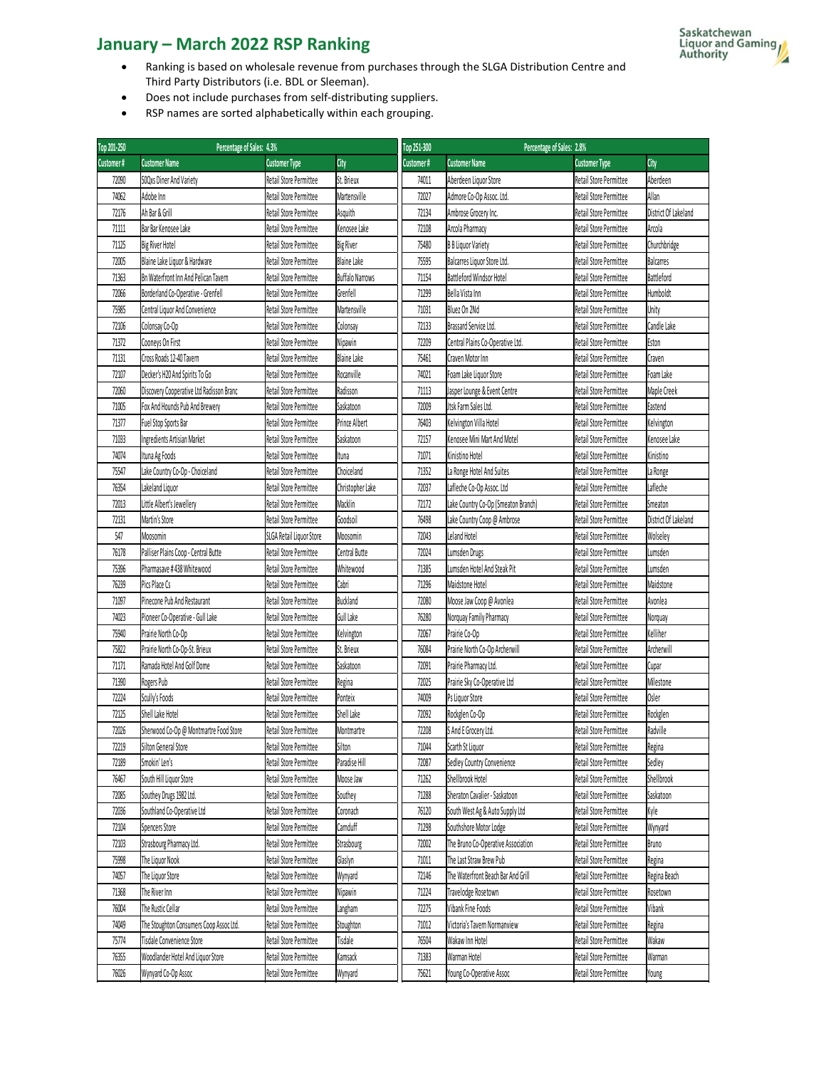# January – March 2022 RSP Ranking

- Ranking is based on wholesale revenue from purchases through the SLGA Distribution Centre and Third Party Distributors (i.e. BDL or Sleeman).
- Does not include purchases from self-distributing suppliers.
- RSP names are sorted alphabetically within each grouping.

| Top 201-250 | Percentage of Sales: 4.3% | | |
|---|---|---|---|
| Customer # | Customer Name | Customer Type | City |
| 72090 | 50Qxs Diner And Variety | Retail Store Permittee | St. Brieux |
| 74062 | Adobe Inn | Retail Store Permittee | Martensville |
| 72176 | Ah Bar & Grill | Retail Store Permittee | Asquith |
| 71111 | Bar Bar Kenosee Lake | Retail Store Permittee | Kenosee Lake |
| 71125 | Big River Hotel | Retail Store Permittee | Big River |
| 72005 | Blaine Lake Liquor & Hardware | Retail Store Permittee | Blaine Lake |
| 71363 | Bn Waterfront Inn And Pelican Tavern | Retail Store Permittee | Buffalo Narrows |
| 72066 | Borderland Co-Operative - Grenfell | Retail Store Permittee | Grenfell |
| 75985 | Central Liquor And Convenience | Retail Store Permittee | Martensville |
| 72106 | Colonsay Co-Op | Retail Store Permittee | Colonsay |
| 71372 | Cooneys On First | Retail Store Permittee | Nipawin |
| 71131 | Cross Roads 12-40 Tavern | Retail Store Permittee | Blaine Lake |
| 72107 | Decker's H20 And Spirits To Go | Retail Store Permittee | Rocanville |
| 72060 | Discovery Cooperative Ltd Radisson Branc | Retail Store Permittee | Radisson |
| 71005 | Fox And Hounds Pub And Brewery | Retail Store Permittee | Saskatoon |
| 71377 | Fuel Stop Sports Bar | Retail Store Permittee | Prince Albert |
| 71033 | Ingredients Artisian Market | Retail Store Permittee | Saskatoon |
| 74074 | Ituna Ag Foods | Retail Store Permittee | Ituna |
| 75547 | Lake Country Co-Op - Choiceland | Retail Store Permittee | Choiceland |
| 76354 | Lakeland Liquor | Retail Store Permittee | Christopher Lake |
| 72013 | Little Albert's Jewellery | Retail Store Permittee | Macklin |
| 72131 | Martin's Store | Retail Store Permittee | Goodsoil |
| 547 | Moosomin | SLGA Retail Liquor Store | Moosomin |
| 76178 | Palliser Plains Coop - Central Butte | Retail Store Permittee | Central Butte |
| 75396 | Pharmasave #438 Whitewood | Retail Store Permittee | Whitewood |
| 76239 | Pics Place Cs | Retail Store Permittee | Cabri |
| 71097 | Pinecone Pub And Restaurant | Retail Store Permittee | Buckland |
| 74023 | Pioneer Co-Operative - Gull Lake | Retail Store Permittee | Gull Lake |
| 75940 | Prairie North Co-Op | Retail Store Permittee | Kelvington |
| 75822 | Prairie North Co-Op-St. Brieux | Retail Store Permittee | St. Brieux |
| 71171 | Ramada Hotel And Golf Dome | Retail Store Permittee | Saskatoon |
| 71390 | Rogers Pub | Retail Store Permittee | Regina |
| 72224 | Scully's Foods | Retail Store Permittee | Ponteix |
| 72125 | Shell Lake Hotel | Retail Store Permittee | Shell Lake |
| 72026 | Sherwood Co-Op @ Montmartre Food Store | Retail Store Permittee | Montmartre |
| 72219 | Silton General Store | Retail Store Permittee | Silton |
| 72189 | Smokin' Len's | Retail Store Permittee | Paradise Hill |
| 76467 | South Hill Liquor Store | Retail Store Permittee | Moose Jaw |
| 72085 | Southey Drugs 1982 Ltd. | Retail Store Permittee | Southey |
| 72036 | Southland Co-Operative Ltd | Retail Store Permittee | Coronach |
| 72104 | Spencers Store | Retail Store Permittee | Carnduff |
| 72103 | Strasbourg Pharmacy Ltd. | Retail Store Permittee | Strasbourg |
| 75998 | The Liquor Nook | Retail Store Permittee | Glaslyn |
| 74057 | The Liquor Store | Retail Store Permittee | Wynyard |
| 71368 | The River Inn | Retail Store Permittee | Nipawin |
| 76004 | The Rustic Cellar | Retail Store Permittee | Langham |
| 74049 | The Stoughton Consumers Coop Assoc Ltd. | Retail Store Permittee | Stoughton |
| 75774 | Tisdale Convenience Store | Retail Store Permittee | Tisdale |
| 76355 | Woodlander Hotel And Liquor Store | Retail Store Permittee | Kamsack |
| 76026 | Wynyard Co-Op Assoc | Retail Store Permittee | Wynyard |

| Top 251-300 | Percentage of Sales: 2.8% | | |
|---|---|---|---|
| Customer # | Customer Name | Customer Type | City |
| 74011 | Aberdeen Liquor Store | Retail Store Permittee | Aberdeen |
| 72027 | Admore Co-Op Assoc. Ltd. | Retail Store Permittee | Allan |
| 72134 | Ambrose Grocery Inc. | Retail Store Permittee | District Of Lakeland |
| 72108 | Arcola Pharmacy | Retail Store Permittee | Arcola |
| 75480 | B B Liquor Variety | Retail Store Permittee | Churchbridge |
| 75595 | Balcarres Liquor Store Ltd. | Retail Store Permittee | Balcarres |
| 71154 | Battleford Windsor Hotel | Retail Store Permittee | Battleford |
| 71299 | Bella Vista Inn | Retail Store Permittee | Humboldt |
| 71031 | Bluez On 2Nd | Retail Store Permittee | Unity |
| 72133 | Brassard Service Ltd. | Retail Store Permittee | Candle Lake |
| 72209 | Central Plains Co-Operative Ltd. | Retail Store Permittee | Eston |
| 75461 | Craven Motor Inn | Retail Store Permittee | Craven |
| 74021 | Foam Lake Liquor Store | Retail Store Permittee | Foam Lake |
| 71113 | Jasper Lounge & Event Centre | Retail Store Permittee | Maple Creek |
| 72009 | Jtsk Farm Sales Ltd. | Retail Store Permittee | Eastend |
| 76403 | Kelvington Villa Hotel | Retail Store Permittee | Kelvington |
| 72157 | Kenosee Mini Mart And Motel | Retail Store Permittee | Kenosee Lake |
| 71071 | Kinistino Hotel | Retail Store Permittee | Kinistino |
| 71352 | La Ronge Hotel And Suites | Retail Store Permittee | La Ronge |
| 72037 | Lafleche Co-Op Assoc. Ltd | Retail Store Permittee | Lafleche |
| 72172 | Lake Country Co-Op (Smeaton Branch) | Retail Store Permittee | Smeaton |
| 76498 | Lake Country Coop @ Ambrose | Retail Store Permittee | District Of Lakeland |
| 72043 | Leland Hotel | Retail Store Permittee | Wolseley |
| 72024 | Lumsden Drugs | Retail Store Permittee | Lumsden |
| 71385 | Lumsden Hotel And Steak Pit | Retail Store Permittee | Lumsden |
| 71296 | Maidstone Hotel | Retail Store Permittee | Maidstone |
| 72080 | Moose Jaw Coop @ Avonlea | Retail Store Permittee | Avonlea |
| 76280 | Norquay Family Pharmacy | Retail Store Permittee | Norquay |
| 72067 | Prairie Co-Op | Retail Store Permittee | Kelliher |
| 76084 | Prairie North Co-Op Archerwill | Retail Store Permittee | Archerwill |
| 72091 | Prairie Pharmacy Ltd. | Retail Store Permittee | Cupar |
| 72025 | Prairie Sky Co-Operative Ltd | Retail Store Permittee | Milestone |
| 74009 | Ps Liquor Store | Retail Store Permittee | Osler |
| 72092 | Rockglen Co-Op | Retail Store Permittee | Rockglen |
| 72208 | S And E Grocery Ltd. | Retail Store Permittee | Radville |
| 71044 | Scarth St Liquor | Retail Store Permittee | Regina |
| 72087 | Sedley Country Convenience | Retail Store Permittee | Sedley |
| 71262 | Shellbrook Hotel | Retail Store Permittee | Shellbrook |
| 71288 | Sheraton Cavalier - Saskatoon | Retail Store Permittee | Saskatoon |
| 76120 | South West Ag & Auto Supply Ltd | Retail Store Permittee | Kyle |
| 71298 | Southshore Motor Lodge | Retail Store Permittee | Wynyard |
| 72002 | The Bruno Co-Operative Association | Retail Store Permittee | Bruno |
| 71011 | The Last Straw Brew Pub | Retail Store Permittee | Regina |
| 72146 | The Waterfront Beach Bar And Grill | Retail Store Permittee | Regina Beach |
| 71224 | Travelodge Rosetown | Retail Store Permittee | Rosetown |
| 72275 | Vibank Fine Foods | Retail Store Permittee | Vibank |
| 71012 | Victoria's Tavern Normanview | Retail Store Permittee | Regina |
| 76504 | Wakaw Inn Hotel | Retail Store Permittee | Wakaw |
| 71383 | Warman Hotel | Retail Store Permittee | Warman |
| 75621 | Young Co-Operative Assoc | Retail Store Permittee | Young |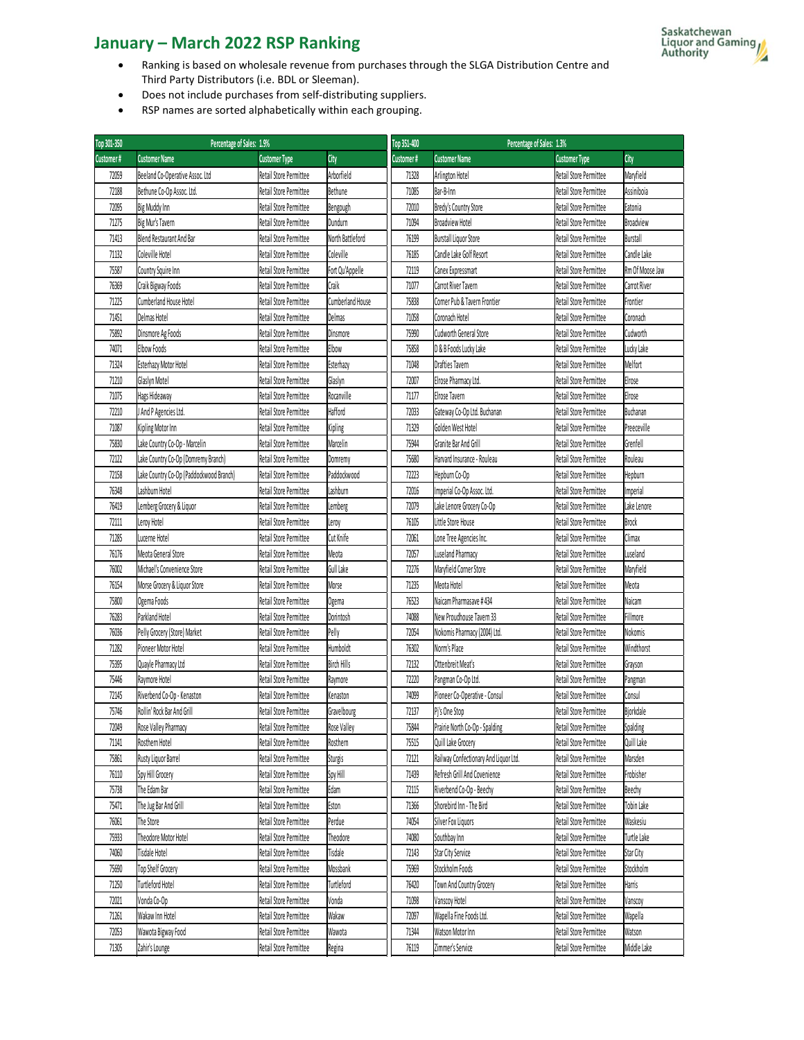# January – March 2022 RSP Ranking

- Ranking is based on wholesale revenue from purchases through the SLGA Distribution Centre and Third Party Distributors (i.e. BDL or Sleeman).
- Does not include purchases from self-distributing suppliers.
- RSP names are sorted alphabetically within each grouping.

| Top 301-350 | Percentage of Sales: 1.9% | | |
|---|---|---|---|
| Customer # | Customer Name | Customer Type | City |
| 72059 | Beeland Co-Operative Assoc. Ltd | Retail Store Permittee | Arborfield |
| 72188 | Bethune Co-Op Assoc. Ltd. | Retail Store Permittee | Bethune |
| 72095 | Big Muddy Inn | Retail Store Permittee | Bengough |
| 71275 | Big Mur's Tavern | Retail Store Permittee | Dundurn |
| 71413 | Blend Restaurant And Bar | Retail Store Permittee | North Battleford |
| 71132 | Coleville Hotel | Retail Store Permittee | Coleville |
| 75587 | Country Squire Inn | Retail Store Permittee | Fort Qu'Appelle |
| 76369 | Craik Bigway Foods | Retail Store Permittee | Craik |
| 71225 | Cumberland House Hotel | Retail Store Permittee | Cumberland House |
| 71451 | Delmas Hotel | Retail Store Permittee | Delmas |
| 75892 | Dinsmore Ag Foods | Retail Store Permittee | Dinsmore |
| 74071 | Elbow Foods | Retail Store Permittee | Elbow |
| 71324 | Esterhazy Motor Hotel | Retail Store Permittee | Esterhazy |
| 71210 | Glaslyn Motel | Retail Store Permittee | Glaslyn |
| 71075 | Hags Hideaway | Retail Store Permittee | Rocanville |
| 72210 | J And P Agencies Ltd. | Retail Store Permittee | Hafford |
| 71087 | Kipling Motor Inn | Retail Store Permittee | Kipling |
| 75830 | Lake Country Co-Op - Marcelin | Retail Store Permittee | Marcelin |
| 72122 | Lake Country Co-Op (Domremy Branch) | Retail Store Permittee | Domremy |
| 72158 | Lake Country Co-Op (Paddockwood Branch) | Retail Store Permittee | Paddockwood |
| 76348 | Lashburn Hotel | Retail Store Permittee | Lashburn |
| 76419 | Lemberg Grocery & Liquor | Retail Store Permittee | Lemberg |
| 72111 | Leroy Hotel | Retail Store Permittee | Leroy |
| 71285 | Lucerne Hotel | Retail Store Permittee | Cut Knife |
| 76176 | Meota General Store | Retail Store Permittee | Meota |
| 76002 | Michael's Convenience Store | Retail Store Permittee | Gull Lake |
| 76154 | Morse Grocery & Liquor Store | Retail Store Permittee | Morse |
| 75800 | Ogema Foods | Retail Store Permittee | Ogema |
| 76283 | Parkland Hotel | Retail Store Permittee | Dorintosh |
| 76036 | Pelly Grocery (Store) Market | Retail Store Permittee | Pelly |
| 71282 | Pioneer Motor Hotel | Retail Store Permittee | Humboldt |
| 75395 | Quayle Pharmacy Ltd | Retail Store Permittee | Birch Hills |
| 75446 | Raymore Hotel | Retail Store Permittee | Raymore |
| 72145 | Riverbend Co-Op - Kenaston | Retail Store Permittee | Kenaston |
| 75746 | Rollin' Rock Bar And Grill | Retail Store Permittee | Gravelbourg |
| 72049 | Rose Valley Pharmacy | Retail Store Permittee | Rose Valley |
| 71141 | Rosthern Hotel | Retail Store Permittee | Rosthern |
| 75861 | Rusty Liquor Barrel | Retail Store Permittee | Sturgis |
| 76110 | Spy Hill Grocery | Retail Store Permittee | Spy Hill |
| 75738 | The Edam Bar | Retail Store Permittee | Edam |
| 75471 | The Jug Bar And Grill | Retail Store Permittee | Eston |
| 76061 | The Store | Retail Store Permittee | Perdue |
| 75933 | Theodore Motor Hotel | Retail Store Permittee | Theodore |
| 74060 | Tisdale Hotel | Retail Store Permittee | Tisdale |
| 75690 | Top Shelf Grocery | Retail Store Permittee | Mossbank |
| 71250 | Turtleford Hotel | Retail Store Permittee | Turtleford |
| 72021 | Vonda Co-Op | Retail Store Permittee | Vonda |
| 71261 | Wakaw Inn Hotel | Retail Store Permittee | Wakaw |
| 72053 | Wawota Bigway Food | Retail Store Permittee | Wawota |
| 71305 | Zahir's Lounge | Retail Store Permittee | Regina |

| Top 351-400 | Percentage of Sales: 1.3% | | |
|---|---|---|---|
| Customer # | Customer Name | Customer Type | City |
| 71328 | Arlington Hotel | Retail Store Permittee | Maryfield |
| 71085 | Bar-B-Inn | Retail Store Permittee | Assiniboia |
| 72010 | Bredy's Country Store | Retail Store Permittee | Eatonia |
| 71094 | Broadview Hotel | Retail Store Permittee | Broadview |
| 76199 | Burstall Liquor Store | Retail Store Permittee | Burstall |
| 76185 | Candle Lake Golf Resort | Retail Store Permittee | Candle Lake |
| 72119 | Canex Expressmart | Retail Store Permittee | Rm Of Moose Jaw |
| 71077 | Carrot River Tavern | Retail Store Permittee | Carrot River |
| 75838 | Corner Pub & Tavern Frontier | Retail Store Permittee | Frontier |
| 71058 | Coronach Hotel | Retail Store Permittee | Coronach |
| 75990 | Cudworth General Store | Retail Store Permittee | Cudworth |
| 75858 | D & B Foods Lucky Lake | Retail Store Permittee | Lucky Lake |
| 71048 | Drafties Tavern | Retail Store Permittee | Melfort |
| 72007 | Elrose Pharmacy Ltd. | Retail Store Permittee | Elrose |
| 71177 | Elrose Tavern | Retail Store Permittee | Elrose |
| 72033 | Gateway Co-Op Ltd. Buchanan | Retail Store Permittee | Buchanan |
| 71329 | Golden West Hotel | Retail Store Permittee | Preeceville |
| 75944 | Granite Bar And Grill | Retail Store Permittee | Grenfell |
| 75680 | Harvard Insurance - Rouleau | Retail Store Permittee | Rouleau |
| 72223 | Hepburn Co-Op | Retail Store Permittee | Hepburn |
| 72016 | Imperial Co-Op Assoc. Ltd. | Retail Store Permittee | Imperial |
| 72079 | Lake Lenore Grocery Co-Op | Retail Store Permittee | Lake Lenore |
| 76105 | Little Store House | Retail Store Permittee | Brock |
| 72061 | Lone Tree Agencies Inc. | Retail Store Permittee | Climax |
| 72057 | Luseland Pharmacy | Retail Store Permittee | Luseland |
| 72276 | Maryfield Corner Store | Retail Store Permittee | Maryfield |
| 71235 | Meota Hotel | Retail Store Permittee | Meota |
| 76523 | Naicam Pharmasave #434 | Retail Store Permittee | Naicam |
| 74088 | New Proudhouse Tavern 33 | Retail Store Permittee | Fillmore |
| 72054 | Nokomis Pharmacy (2004) Ltd. | Retail Store Permittee | Nokomis |
| 76302 | Norm's Place | Retail Store Permittee | Windthorst |
| 72132 | Ottenbreit Meat's | Retail Store Permittee | Grayson |
| 72220 | Pangman Co-Op Ltd. | Retail Store Permittee | Pangman |
| 74099 | Pioneer Co-Operative - Consul | Retail Store Permittee | Consul |
| 72137 | Pj's One Stop | Retail Store Permittee | Bjorkdale |
| 75844 | Prairie North Co-Op - Spalding | Retail Store Permittee | Spalding |
| 75515 | Quill Lake Grocery | Retail Store Permittee | Quill Lake |
| 72121 | Railway Confectionary And Liquor Ltd. | Retail Store Permittee | Marsden |
| 71439 | Refresh Grill And Covenience | Retail Store Permittee | Frobisher |
| 72115 | Riverbend Co-Op - Beechy | Retail Store Permittee | Beechy |
| 71366 | Shorebird Inn - The Bird | Retail Store Permittee | Tobin Lake |
| 74054 | Silver Fox Liquors | Retail Store Permittee | Waskesiu |
| 74080 | Southbay Inn | Retail Store Permittee | Turtle Lake |
| 72143 | Star City Service | Retail Store Permittee | Star City |
| 75969 | Stockholm Foods | Retail Store Permittee | Stockholm |
| 76420 | Town And Country Grocery | Retail Store Permittee | Harris |
| 71098 | Vanscoy Hotel | Retail Store Permittee | Vanscoy |
| 72097 | Wapella Fine Foods Ltd. | Retail Store Permittee | Wapella |
| 71344 | Watson Motor Inn | Retail Store Permittee | Watson |
| 76119 | Zimmer's Service | Retail Store Permittee | Middle Lake |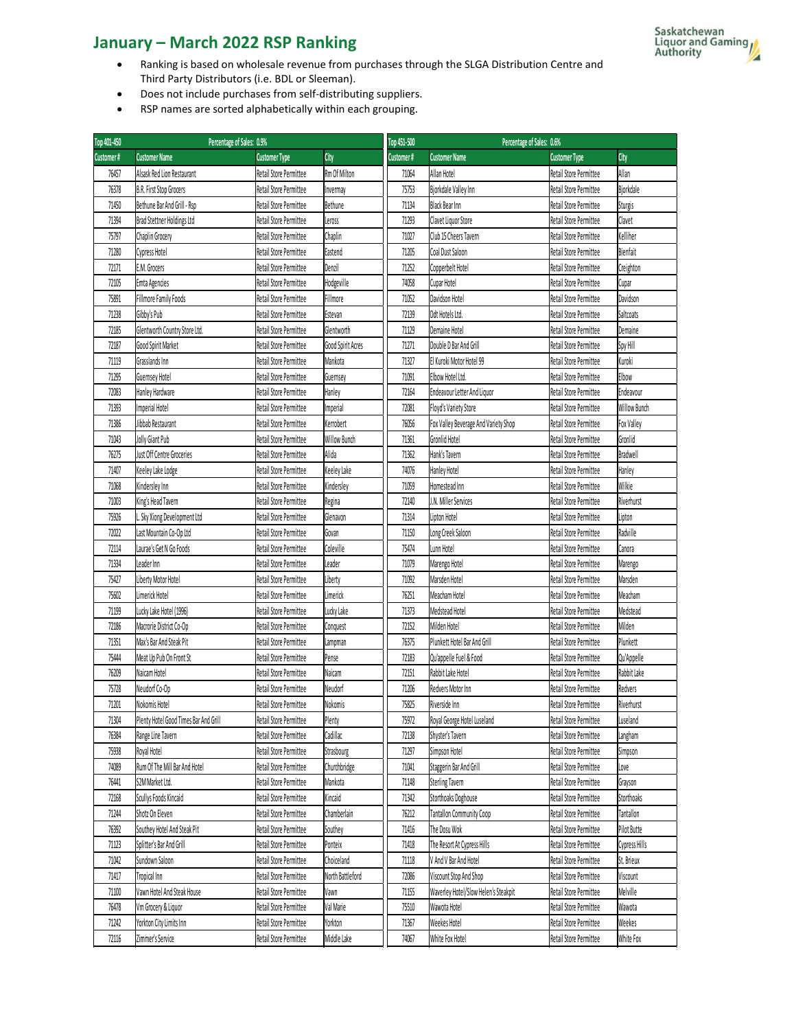## January – March 2022 RSP Ranking

- Ranking is based on wholesale revenue from purchases through the SLGA Distribution Centre and Third Party Distributors (i.e. BDL or Sleeman).
- Does not include purchases from self-distributing suppliers.
- RSP names are sorted alphabetically within each grouping.

| Top 401-450 | Percentage of Sales: 0.9% | | |
|---|---|---|---|
| Customer # | Customer Name | Customer Type | City |
| 76457 | Alsask Red Lion Restaurant | Retail Store Permittee | Rm Of Milton |
| 76378 | B.R. First Stop Grocers | Retail Store Permittee | Invermay |
| 71450 | Bethune Bar And Grill - Rsp | Retail Store Permittee | Bethune |
| 71394 | Brad Stettner Holdings Ltd | Retail Store Permittee | Leross |
| 75797 | Chaplin Grocery | Retail Store Permittee | Chaplin |
| 71280 | Cypress Hotel | Retail Store Permittee | Eastend |
| 72171 | E.M. Grocers | Retail Store Permittee | Denzil |
| 72105 | Emta Agencies | Retail Store Permittee | Hodgeville |
| 75891 | Fillmore Family Foods | Retail Store Permittee | Fillmore |
| 71238 | Gibby's Pub | Retail Store Permittee | Estevan |
| 72185 | Glentworth Country Store Ltd. | Retail Store Permittee | Glentworth |
| 72187 | Good Spirit Market | Retail Store Permittee | Good Spirit Acres |
| 71119 | Grasslands Inn | Retail Store Permittee | Mankota |
| 71295 | Guernsey Hotel | Retail Store Permittee | Guernsey |
| 72083 | Hanley Hardware | Retail Store Permittee | Hanley |
| 71393 | Imperial Hotel | Retail Store Permittee | Imperial |
| 71386 | Jibbab Restaurant | Retail Store Permittee | Kerrobert |
| 71043 | Jolly Giant Pub | Retail Store Permittee | Willow Bunch |
| 76275 | Just Off Centre Groceries | Retail Store Permittee | Alida |
| 71407 | Keeley Lake Lodge | Retail Store Permittee | Keeley Lake |
| 71068 | Kindersley Inn | Retail Store Permittee | Kindersley |
| 71003 | King's Head Tavern | Retail Store Permittee | Regina |
| 75926 | L. Sky Xiong Development Ltd | Retail Store Permittee | Glenavon |
| 72022 | Last Mountain Co-Op Ltd | Retail Store Permittee | Govan |
| 72114 | Laurae's Get N Go Foods | Retail Store Permittee | Coleville |
| 71334 | Leader Inn | Retail Store Permittee | Leader |
| 75427 | Liberty Motor Hotel | Retail Store Permittee | Liberty |
| 75602 | Limerick Hotel | Retail Store Permittee | Limerick |
| 71199 | Lucky Lake Hotel (1996) | Retail Store Permittee | Lucky Lake |
| 72186 | Macrorie District Co-Op | Retail Store Permittee | Conquest |
| 71351 | Max's Bar And Steak Pit | Retail Store Permittee | Lampman |
| 75444 | Meat Up Pub On Front St | Retail Store Permittee | Pense |
| 76209 | Naicam Hotel | Retail Store Permittee | Naicam |
| 75728 | Neudorf Co-Op | Retail Store Permittee | Neudorf |
| 71201 | Nokomis Hotel | Retail Store Permittee | Nokomis |
| 71304 | Plenty Hotel Good Times Bar And Grill | Retail Store Permittee | Plenty |
| 76384 | Range Line Tavern | Retail Store Permittee | Cadillac |
| 75938 | Royal Hotel | Retail Store Permittee | Strasbourg |
| 74089 | Rum Of The Mill Bar And Hotel | Retail Store Permittee | Churchbridge |
| 76441 | S2M Market Ltd. | Retail Store Permittee | Mankota |
| 72168 | Scullys Foods Kincaid | Retail Store Permittee | Kincaid |
| 71244 | Shotz On Eleven | Retail Store Permittee | Chamberlain |
| 76392 | Southey Hotel And Steak Pit | Retail Store Permittee | Southey |
| 71123 | Splitter's Bar And Grill | Retail Store Permittee | Ponteix |
| 71042 | Sundown Saloon | Retail Store Permittee | Choiceland |
| 71417 | Tropical Inn | Retail Store Permittee | North Battleford |
| 71100 | Vawn Hotel And Steak House | Retail Store Permittee | Vawn |
| 76478 | Vm Grocery & Liquor | Retail Store Permittee | Val Marie |
| 71242 | Yorkton City Limits Inn | Retail Store Permittee | Yorkton |
| 72116 | Zimmer's Service | Retail Store Permittee | Middle Lake |

| Top 451-500 | Percentage of Sales: 0.6% | | |
|---|---|---|---|
| Customer # | Customer Name | Customer Type | City |
| 71064 | Allan Hotel | Retail Store Permittee | Allan |
| 75753 | Bjorkdale Valley Inn | Retail Store Permittee | Bjorkdale |
| 71134 | Black Bear Inn | Retail Store Permittee | Sturgis |
| 71293 | Clavet Liquor Store | Retail Store Permittee | Clavet |
| 71027 | Club 15 Cheers Tavern | Retail Store Permittee | Kelliher |
| 71205 | Coal Dust Saloon | Retail Store Permittee | Bienfait |
| 71252 | Copperbelt Hotel | Retail Store Permittee | Creighton |
| 74058 | Cupar Hotel | Retail Store Permittee | Cupar |
| 71052 | Davidson Hotel | Retail Store Permittee | Davidson |
| 72139 | Ddt Hotels Ltd. | Retail Store Permittee | Saltcoats |
| 71129 | Demaine Hotel | Retail Store Permittee | Demaine |
| 71271 | Double D Bar And Grill | Retail Store Permittee | Spy Hill |
| 71327 | El Kuroki Motor Hotel 99 | Retail Store Permittee | Kuroki |
| 71091 | Elbow Hotel Ltd. | Retail Store Permittee | Elbow |
| 72164 | Endeavour Letter And Liquor | Retail Store Permittee | Endeavour |
| 72081 | Floyd's Variety Store | Retail Store Permittee | Willow Bunch |
| 76056 | Fox Valley Beverage And Variety Shop | Retail Store Permittee | Fox Valley |
| 71361 | Gronlid Hotel | Retail Store Permittee | Gronlid |
| 71362 | Hank's Tavern | Retail Store Permittee | Bradwell |
| 74076 | Hanley Hotel | Retail Store Permittee | Hanley |
| 71059 | Homestead Inn | Retail Store Permittee | Wilkie |
| 72140 | J.N. Miller Services | Retail Store Permittee | Riverhurst |
| 71314 | Lipton Hotel | Retail Store Permittee | Lipton |
| 71150 | Long Creek Saloon | Retail Store Permittee | Radville |
| 75474 | Lunn Hotel | Retail Store Permittee | Canora |
| 71079 | Marengo Hotel | Retail Store Permittee | Marengo |
| 71092 | Marsden Hotel | Retail Store Permittee | Marsden |
| 76251 | Meacham Hotel | Retail Store Permittee | Meacham |
| 71373 | Medstead Hotel | Retail Store Permittee | Medstead |
| 72152 | Milden Hotel | Retail Store Permittee | Milden |
| 76375 | Plunkett Hotel Bar And Grill | Retail Store Permittee | Plunkett |
| 72183 | Qu'appelle Fuel & Food | Retail Store Permittee | Qu'Appelle |
| 72151 | Rabbit Lake Hotel | Retail Store Permittee | Rabbit Lake |
| 71206 | Redvers Motor Inn | Retail Store Permittee | Redvers |
| 75825 | Riverside Inn | Retail Store Permittee | Riverhurst |
| 75972 | Royal George Hotel Luseland | Retail Store Permittee | Luseland |
| 72138 | Shyster's Tavern | Retail Store Permittee | Langham |
| 71297 | Simpson Hotel | Retail Store Permittee | Simpson |
| 71041 | Staggerin Bar And Grill | Retail Store Permittee | Love |
| 71148 | Sterling Tavern | Retail Store Permittee | Grayson |
| 71342 | Storthoaks Doghouse | Retail Store Permittee | Storthoaks |
| 76212 | Tantallon Community Coop | Retail Store Permittee | Tantallon |
| 71416 | The Dosu Wok | Retail Store Permittee | Pilot Butte |
| 71418 | The Resort At Cypress Hills | Retail Store Permittee | Cypress Hills |
| 71118 | V And V Bar And Hotel | Retail Store Permittee | St. Brieux |
| 72086 | Viscount Stop And Shop | Retail Store Permittee | Viscount |
| 71155 | Waverley Hotel/Slow Helen's Steakpit | Retail Store Permittee | Melville |
| 75510 | Wawota Hotel | Retail Store Permittee | Wawota |
| 71367 | Weekes Hotel | Retail Store Permittee | Weekes |
| 74067 | White Fox Hotel | Retail Store Permittee | White Fox |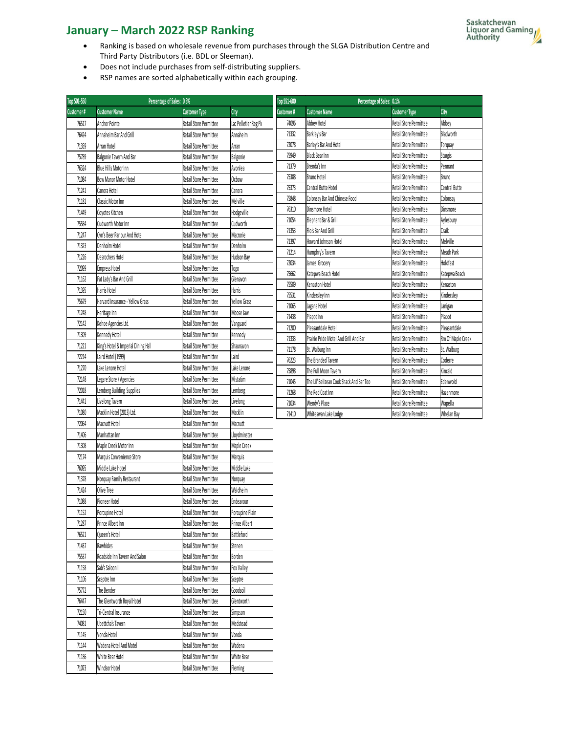## January – March 2022 RSP Ranking

- Ranking is based on wholesale revenue from purchases through the SLGA Distribution Centre and Third Party Distributors (i.e. BDL or Sleeman).
- Does not include purchases from self-distributing suppliers.
- RSP names are sorted alphabetically within each grouping.

| Top 501-550 | Percentage of Sales: 0.3% | | |
|---|---|---|---|
| Customer # | Customer Name | Customer Type | City |
| 76517 | Anchor Pointe | Retail Store Permittee | Lac Pelletier Reg Pk |
| 76424 | Annaheim Bar And Grill | Retail Store Permittee | Annaheim |
| 71359 | Arran Hotel | Retail Store Permittee | Arran |
| 75789 | Balgonie Tavern And Bar | Retail Store Permittee | Balgonie |
| 76324 | Blue Hills Motor Inn | Retail Store Permittee | Avonlea |
| 71084 | Bow Manor Motor Hotel | Retail Store Permittee | Oxbow |
| 71241 | Canora Hotel | Retail Store Permittee | Canora |
| 71181 | Classic Motor Inn | Retail Store Permittee | Melville |
| 71449 | Coyotes Kitchen | Retail Store Permittee | Hodgeville |
| 75584 | Cudworth Motor Inn | Retail Store Permittee | Cudworth |
| 71247 | Cyn's Beer Parlour And Hotel | Retail Store Permittee | Macrorie |
| 71323 | Denholm Hotel | Retail Store Permittee | Denholm |
| 71226 | Desrochers Hotel | Retail Store Permittee | Hudson Bay |
| 72099 | Empress Hotel | Retail Store Permittee | Togo |
| 71162 | Fat Lady's Bar And Grill | Retail Store Permittee | Glenavon |
| 71395 | Harris Hotel | Retail Store Permittee | Harris |
| 75679 | Harvard Insurance - Yellow Grass | Retail Store Permittee | Yellow Grass |
| 71248 | Heritage Inn | Retail Store Permittee | Moose Jaw |
| 72142 | Kehoe Agencies Ltd. | Retail Store Permittee | Vanguard |
| 71309 | Kennedy Hotel | Retail Store Permittee | Kennedy |
| 71221 | King's Hotel & Imperial Dining Hall | Retail Store Permittee | Shaunavon |
| 72214 | Laird Hotel (1999) | Retail Store Permittee | Laird |
| 71270 | Lake Lenore Hotel | Retail Store Permittee | Lake Lenore |
| 72148 | Legare Store / Agencies | Retail Store Permittee | Mistatim |
| 72018 | Lemberg Building Supplies | Retail Store Permittee | Lemberg |
| 71441 | Livelong Tavern | Retail Store Permittee | Livelong |
| 71080 | Macklin Hotel (2013) Ltd. | Retail Store Permittee | Macklin |
| 72064 | Macnutt Hotel | Retail Store Permittee | Macnutt |
| 71406 | Manhattan Inn | Retail Store Permittee | Lloydminster |
| 71308 | Maple Creek Motor Inn | Retail Store Permittee | Maple Creek |
| 72174 | Marquis Convenience Store | Retail Store Permittee | Marquis |
| 76095 | Middle Lake Hotel | Retail Store Permittee | Middle Lake |
| 71378 | Norquay Family Restaurant | Retail Store Permittee | Norquay |
| 71424 | Olive Tree | Retail Store Permittee | Waldheim |
| 71088 | Pioneer Hotel | Retail Store Permittee | Endeavour |
| 71152 | Porcupine Hotel | Retail Store Permittee | Porcupine Plain |
| 71287 | Prince Albert Inn | Retail Store Permittee | Prince Albert |
| 76521 | Queen's Hotel | Retail Store Permittee | Battleford |
| 71437 | Rawhides | Retail Store Permittee | Stenen |
| 75537 | Roadside Inn Tavern And Salon | Retail Store Permittee | Borden |
| 71158 | Sab's Saloon Ii | Retail Store Permittee | Fox Valley |
| 71106 | Sceptre Inn | Retail Store Permittee | Sceptre |
| 75772 | The Bender | Retail Store Permittee | Goodsoil |
| 76447 | The Glentworth Royal Hotel | Retail Store Permittee | Glentworth |
| 72150 | Tri-Central Insurance | Retail Store Permittee | Simpson |
| 74081 | Ubettcha's Tavern | Retail Store Permittee | Medstead |
| 71145 | Vonda Hotel | Retail Store Permittee | Vonda |
| 71144 | Wadena Hotel And Motel | Retail Store Permittee | Wadena |
| 71186 | White Bear Hotel | Retail Store Permittee | White Bear |
| 71073 | Windsor Hotel | Retail Store Permittee | Fleming |

| Top 551-600 | Percentage of Sales: 0.1% | | |
|---|---|---|---|
| Customer # | Customer Name | Customer Type | City |
| 74096 | Abbey Hotel | Retail Store Permittee | Abbey |
| 71332 | Barkley's Bar | Retail Store Permittee | Bladworth |
| 72078 | Barley's Bar And Hotel | Retail Store Permittee | Torquay |
| 75949 | Black Bear Inn | Retail Store Permittee | Sturgis |
| 71379 | Brenda'z Inn | Retail Store Permittee | Pennant |
| 75388 | Bruno Hotel | Retail Store Permittee | Bruno |
| 75373 | Central Butte Hotel | Retail Store Permittee | Central Butte |
| 75848 | Colonsay Bar And Chinese Food | Retail Store Permittee | Colonsay |
| 76310 | Dinsmore Hotel | Retail Store Permittee | Dinsmore |
| 71054 | Elephant Bar & Grill | Retail Store Permittee | Aylesbury |
| 71353 | Flo's Bar And Grill | Retail Store Permittee | Craik |
| 71397 | Howard Johnson Hotel | Retail Store Permittee | Melville |
| 71214 | Humphry's Tavern | Retail Store Permittee | Meath Park |
| 72034 | James' Grocery | Retail Store Permittee | Holdfast |
| 75662 | Katepwa Beach Hotel | Retail Store Permittee | Katepwa Beach |
| 75509 | Kenaston Hotel | Retail Store Permittee | Kenaston |
| 75531 | Kindersley Inn | Retail Store Permittee | Kindersley |
| 71065 | Lagana Hotel | Retail Store Permittee | Lanigan |
| 71438 | Piapot Inn | Retail Store Permittee | Piapot |
| 71200 | Pleasantdale Hotel | Retail Store Permittee | Pleasantdale |
| 71333 | Prairie Pride Motel And Grill And Bar | Retail Store Permittee | Rm Of Maple Creek |
| 71178 | St. Walburg Inn | Retail Store Permittee | St. Walburg |
| 76223 | The Branded Tavern | Retail Store Permittee | Coderre |
| 75898 | The Full Moon Tavern | Retail Store Permittee | Kincaid |
| 71045 | The Lil' Belizean Cook Shack And Bar Too | Retail Store Permittee | Edenwold |
| 71268 | The Red Coat Inn | Retail Store Permittee | Hazenmore |
| 71034 | Wendy's Place | Retail Store Permittee | Wapella |
| 71410 | Whiteswan Lake Lodge | Retail Store Permittee | Whelan Bay |